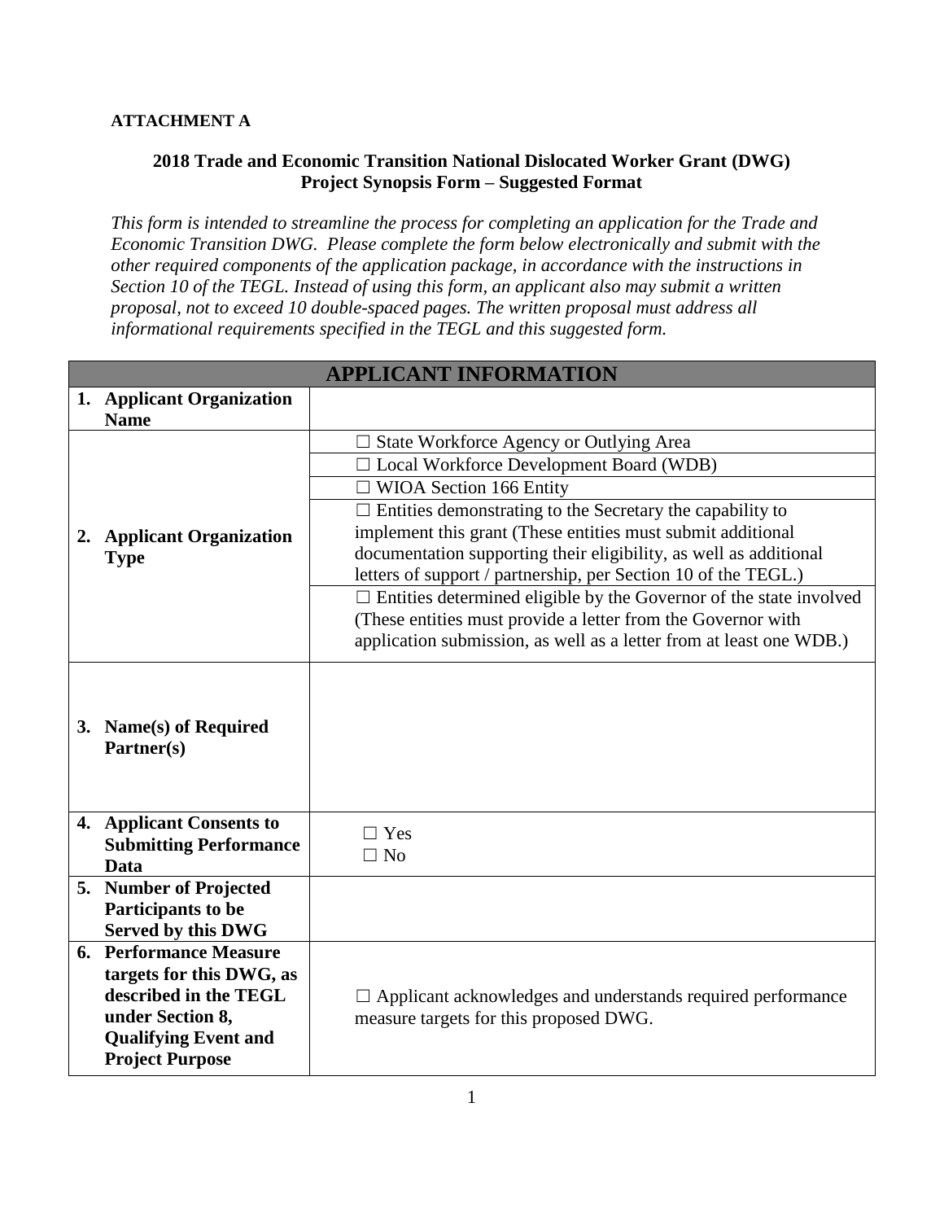**ATTACHMENT A**

**2018 Trade and Economic Transition National Dislocated Worker Grant (DWG)**
**Project Synopsis Form – Suggested Format**

*This form is intended to streamline the process for completing an application for the Trade and Economic Transition DWG. Please complete the form below electronically and submit with the other required components of the application package, in accordance with the instructions in Section 10 of the TEGL. Instead of using this form, an applicant also may submit a written proposal, not to exceed 10 double-spaced pages. The written proposal must address all informational requirements specified in the TEGL and this suggested form.*

| **APPLICANT INFORMATION** | |
|---|---|
| **1. Applicant Organization Name** | |
| **2. Applicant Organization Type** | ☐ State Workforce Agency or Outlying Area |
| | ☐ Local Workforce Development Board (WDB) |
| | ☐ WIOA Section 166 Entity |
| | ☐ Entities demonstrating to the Secretary the capability to implement this grant (These entities must submit additional documentation supporting their eligibility, as well as additional letters of support / partnership, per Section 10 of the TEGL.) |
| | ☐ Entities determined eligible by the Governor of the state involved (These entities must provide a letter from the Governor with application submission, as well as a letter from at least one WDB.) |
| **3. Name(s) of Required Partner(s)** | |
| **4. Applicant Consents to Submitting Performance Data** | ☐ Yes<br>☐ No |
| **5. Number of Projected Participants to be Served by this DWG** | |
| **6. Performance Measure targets for this DWG, as described in the TEGL under Section 8, Qualifying Event and Project Purpose** | ☐ Applicant acknowledges and understands required performance measure targets for this proposed DWG. |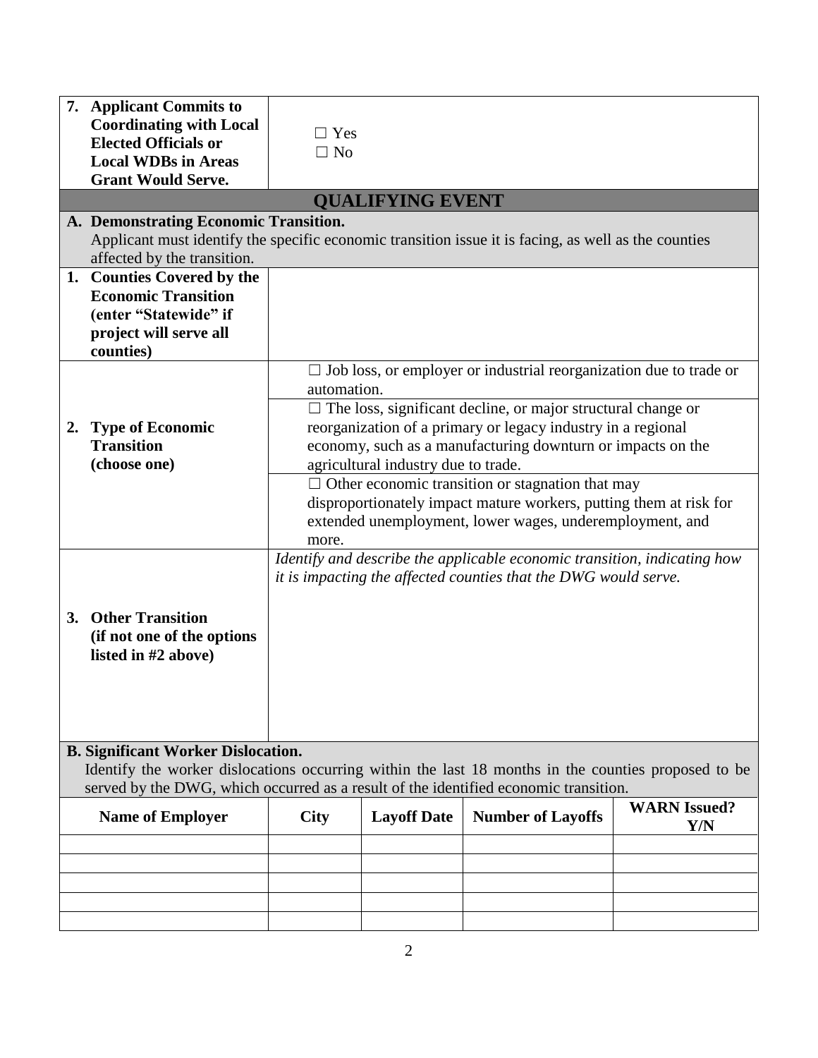| | |
|---|---|
| **7. Applicant Commits to Coordinating with Local Elected Officials or Local WDBs in Areas Grant Would Serve.** | ☐ Yes<br>☐ No |

## QUALIFYING EVENT

**A. Demonstrating Economic Transition.**
Applicant must identify the specific economic transition issue it is facing, as well as the counties affected by the transition.

| | |
|---|---|
| **1. Counties Covered by the Economic Transition (enter "Statewide" if project will serve all counties)** | |
| **2. Type of Economic Transition (choose one)** | ☐ Job loss, or employer or industrial reorganization due to trade or automation.<br>☐ The loss, significant decline, or major structural change or reorganization of a primary or legacy industry in a regional economy, such as a manufacturing downturn or impacts on the agricultural industry due to trade.<br>☐ Other economic transition or stagnation that may disproportionately impact mature workers, putting them at risk for extended unemployment, lower wages, underemployment, and more. |
| **3. Other Transition (if not one of the options listed in #2 above)** | *Identify and describe the applicable economic transition, indicating how it is impacting the affected counties that the DWG would serve.* |

**B. Significant Worker Dislocation.**
Identify the worker dislocations occurring within the last 18 months in the counties proposed to be served by the DWG, which occurred as a result of the identified economic transition.

| Name of Employer | City | Layoff Date | Number of Layoffs | WARN Issued? Y/N |
|---|---|---|---|---|
| | | | | |
| | | | | |
| | | | | |
| | | | | |
| | | | | |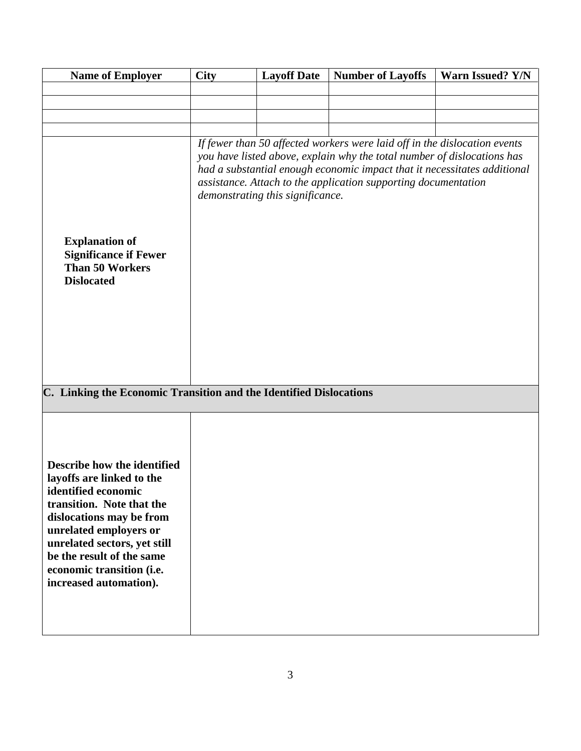| Name of Employer | City | Layoff Date | Number of Layoffs | Warn Issued? Y/N |
|---|---|---|---|---|
| | | | | |
| | | | | |
| | | | | |
| | | | | |

| | |
|---|---|
| **Explanation of Significance if Fewer Than 50 Workers Dislocated** | *If fewer than 50 affected workers were laid off in the dislocation events you have listed above, explain why the total number of dislocations has had a substantial enough economic impact that it necessitates additional assistance. Attach to the application supporting documentation demonstrating this significance.* |

## C. Linking the Economic Transition and the Identified Dislocations

| | |
|---|---|
| **Describe how the identified layoffs are linked to the identified economic transition. Note that the dislocations may be from unrelated employers or unrelated sectors, yet still be the result of the same economic transition (i.e. increased automation).** | |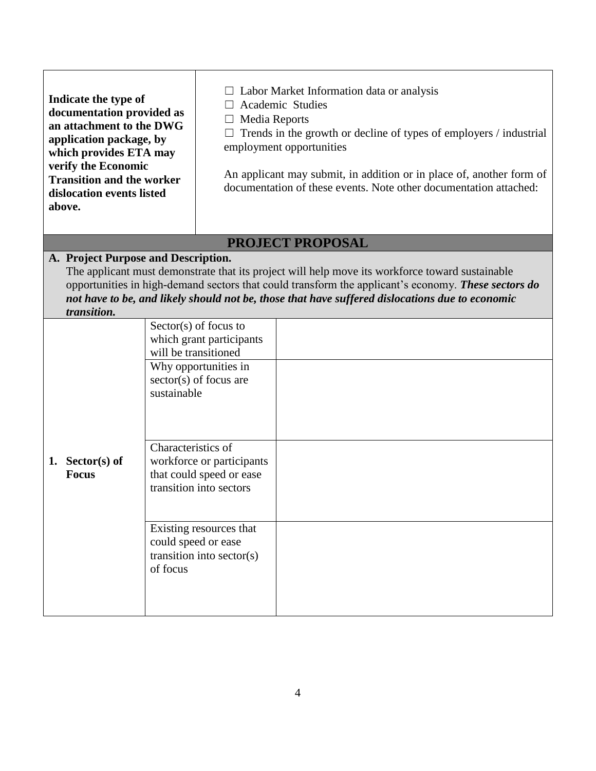| **Indicate the type of documentation provided as an attachment to the DWG application package, by which provides ETA may verify the Economic Transition and the worker dislocation events listed above.** | ☐ Labor Market Information data or analysis<br>☐ Academic Studies<br>☐ Media Reports<br>☐ Trends in the growth or decline of types of employers / industrial employment opportunities<br><br>An applicant may submit, in addition or in place of, another form of documentation of these events. Note other documentation attached: |
|---|---|

## PROJECT PROPOSAL

**A. Project Purpose and Description.**
The applicant must demonstrate that its project will help move its workforce toward sustainable opportunities in high-demand sectors that could transform the applicant's economy. ***These sectors do not have to be, and likely should not be, those that have suffered dislocations due to economic transition.***

| | | |
|---|---|---|
| **1. Sector(s) of Focus** | Sector(s) of focus to which grant participants will be transitioned | |
| | Why opportunities in sector(s) of focus are sustainable | |
| | Characteristics of workforce or participants that could speed or ease transition into sectors | |
| | Existing resources that could speed or ease transition into sector(s) of focus | |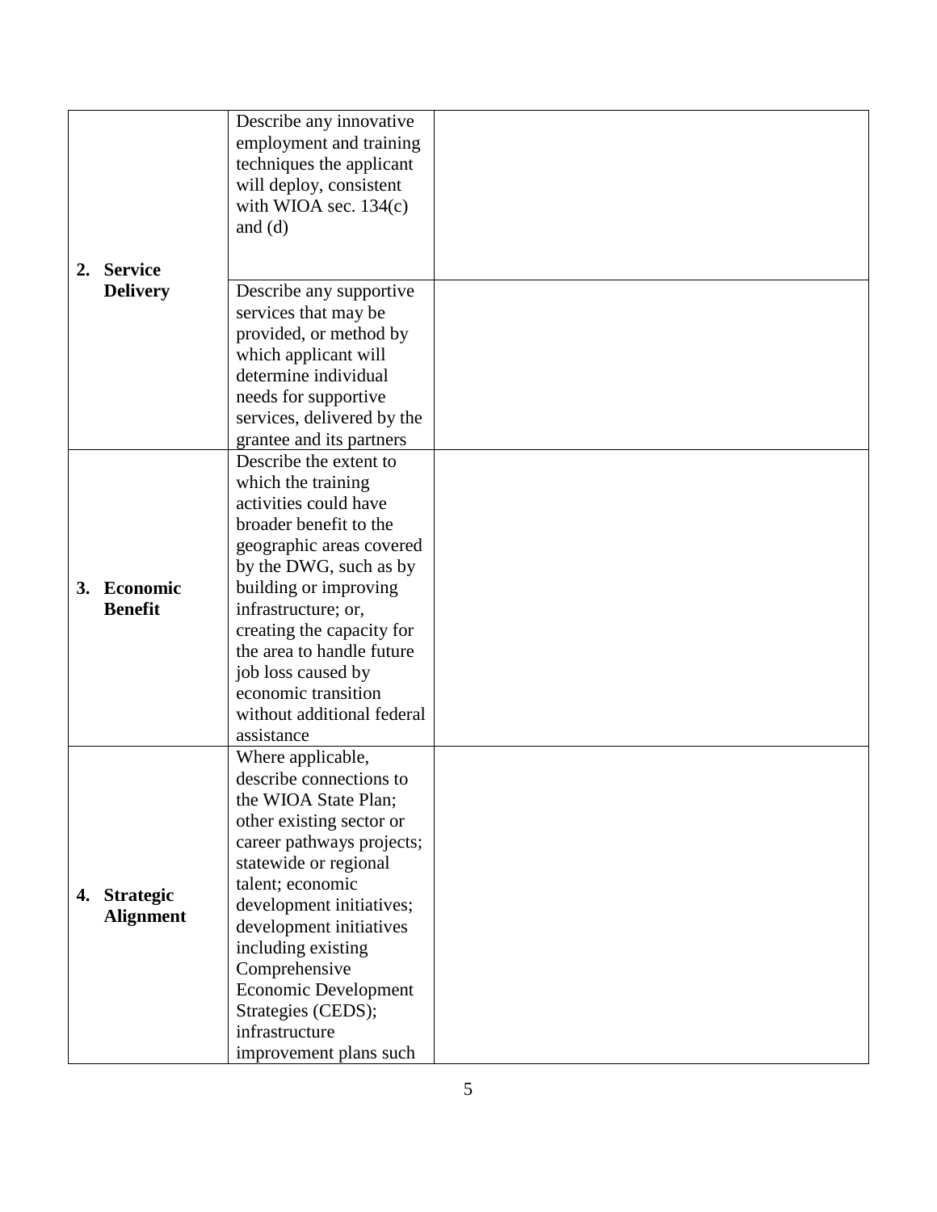| | | |
|---|---|---|
| **2. Service Delivery** | Describe any innovative employment and training techniques the applicant will deploy, consistent with WIOA sec. 134(c) and (d) | |
| | Describe any supportive services that may be provided, or method by which applicant will determine individual needs for supportive services, delivered by the grantee and its partners | |
| **3. Economic Benefit** | Describe the extent to which the training activities could have broader benefit to the geographic areas covered by the DWG, such as by building or improving infrastructure; or, creating the capacity for the area to handle future job loss caused by economic transition without additional federal assistance | |
| **4. Strategic Alignment** | Where applicable, describe connections to the WIOA State Plan; other existing sector or career pathways projects; statewide or regional talent; economic development initiatives; development initiatives including existing Comprehensive Economic Development Strategies (CEDS); infrastructure improvement plans such | |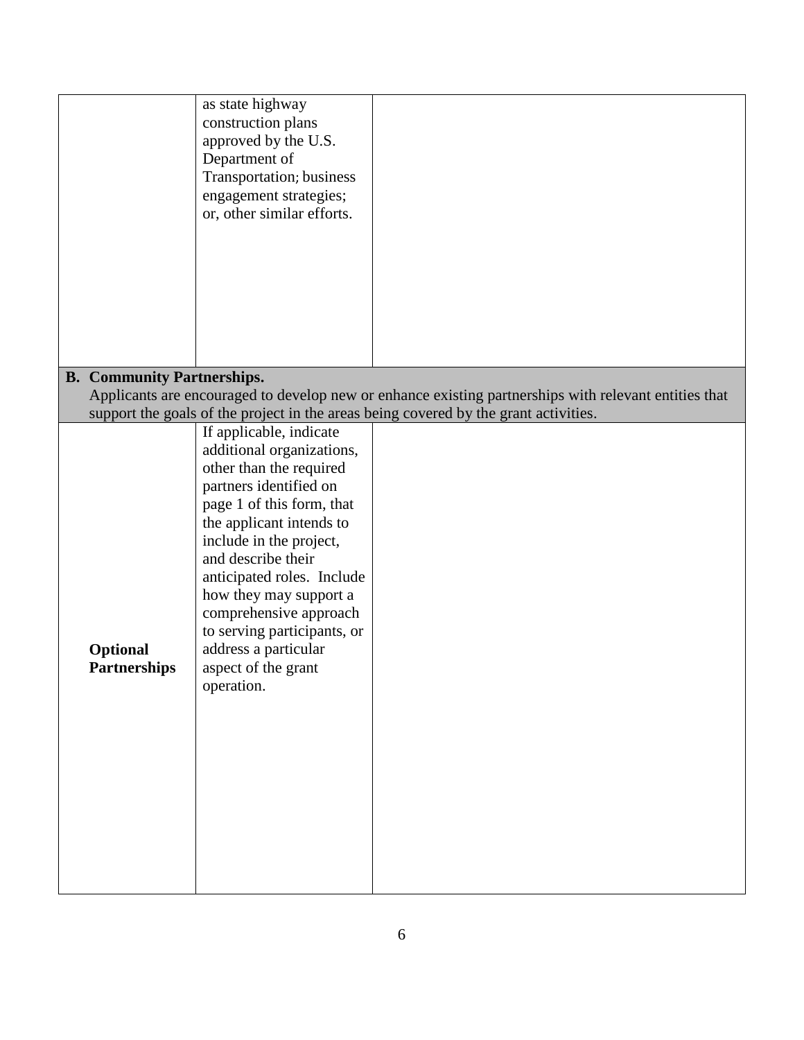| | | |
|---|---|---|
| | as state highway construction plans approved by the U.S. Department of Transportation; business engagement strategies; or, other similar efforts. | |

**B. Community Partnerships.**
Applicants are encouraged to develop new or enhance existing partnerships with relevant entities that support the goals of the project in the areas being covered by the grant activities.

| | | |
|---|---|---|
| **Optional Partnerships** | If applicable, indicate additional organizations, other than the required partners identified on page 1 of this form, that the applicant intends to include in the project, and describe their anticipated roles. Include how they may support a comprehensive approach to serving participants, or address a particular aspect of the grant operation. | |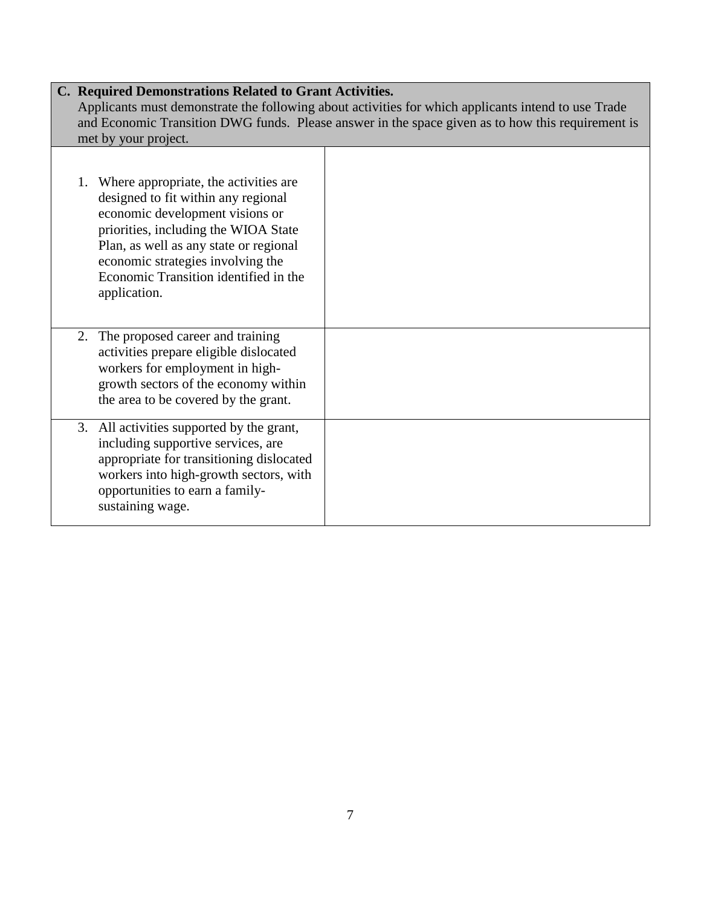| **C. Required Demonstrations Related to Grant Activities.** Applicants must demonstrate the following about activities for which applicants intend to use Trade and Economic Transition DWG funds. Please answer in the space given as to how this requirement is met by your project. | |
|---|---|
| 1. Where appropriate, the activities are designed to fit within any regional economic development visions or priorities, including the WIOA State Plan, as well as any state or regional economic strategies involving the Economic Transition identified in the application. | |
| 2. The proposed career and training activities prepare eligible dislocated workers for employment in high-growth sectors of the economy within the area to be covered by the grant. | |
| 3. All activities supported by the grant, including supportive services, are appropriate for transitioning dislocated workers into high-growth sectors, with opportunities to earn a family-sustaining wage. | |